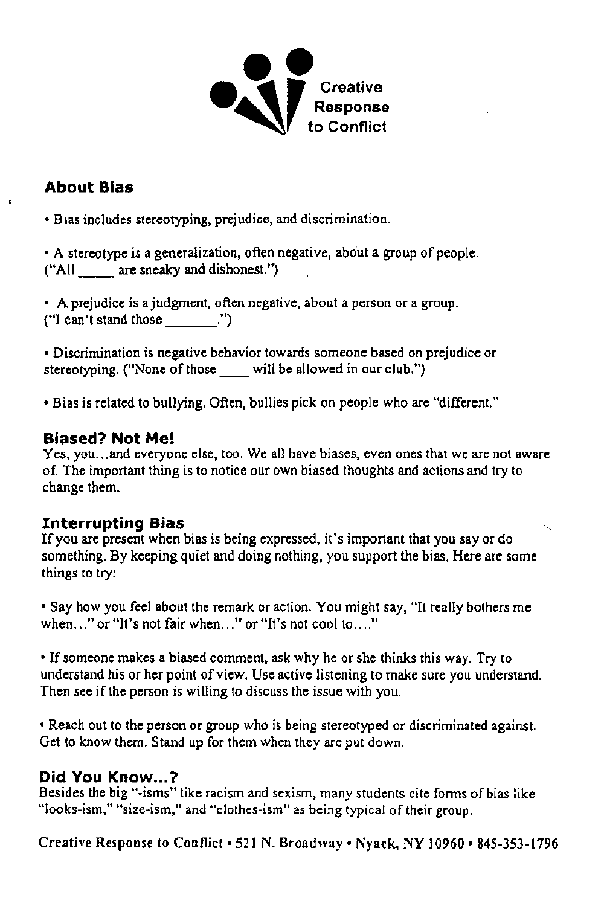Creative Response to Conflict

## About Bias

- Bias includes stereotyping, prejudice, and discrimination.

- A stereotype is a generalization, often negative, about a group of people. ("All _____ are sneaky and dishonest.")

- A prejudice is a judgment, often negative, about a person or a group. ("I can't stand those _______.")

- Discrimination is negative behavior towards someone based on prejudice or stereotyping. ("None of those ____ will be allowed in our club.")

- Bias is related to bullying. Often, bullies pick on people who are "different."

## Biased? Not Me!

Yes, you...and everyone else, too. We all have biases, even ones that we are not aware of. The important thing is to notice our own biased thoughts and actions and try to change them.

## Interrupting Bias

If you are present when bias is being expressed, it's important that you say or do something. By keeping quiet and doing nothing, you support the bias. Here are some things to try:

- Say how you feel about the remark or action. You might say, "It really bothers me when..." or "It's not fair when..." or "It's not cool to...."

- If someone makes a biased comment, ask why he or she thinks this way. Try to understand his or her point of view. Use active listening to make sure you understand. Then see if the person is willing to discuss the issue with you.

- Reach out to the person or group who is being stereotyped or discriminated against. Get to know them. Stand up for them when they are put down.

## Did You Know...?

Besides the big "-isms" like racism and sexism, many students cite forms of bias like "looks-ism," "size-ism," and "clothes-ism" as being typical of their group.

Creative Response to Conflict • 521 N. Broadway • Nyack, NY 10960 • 845-353-1796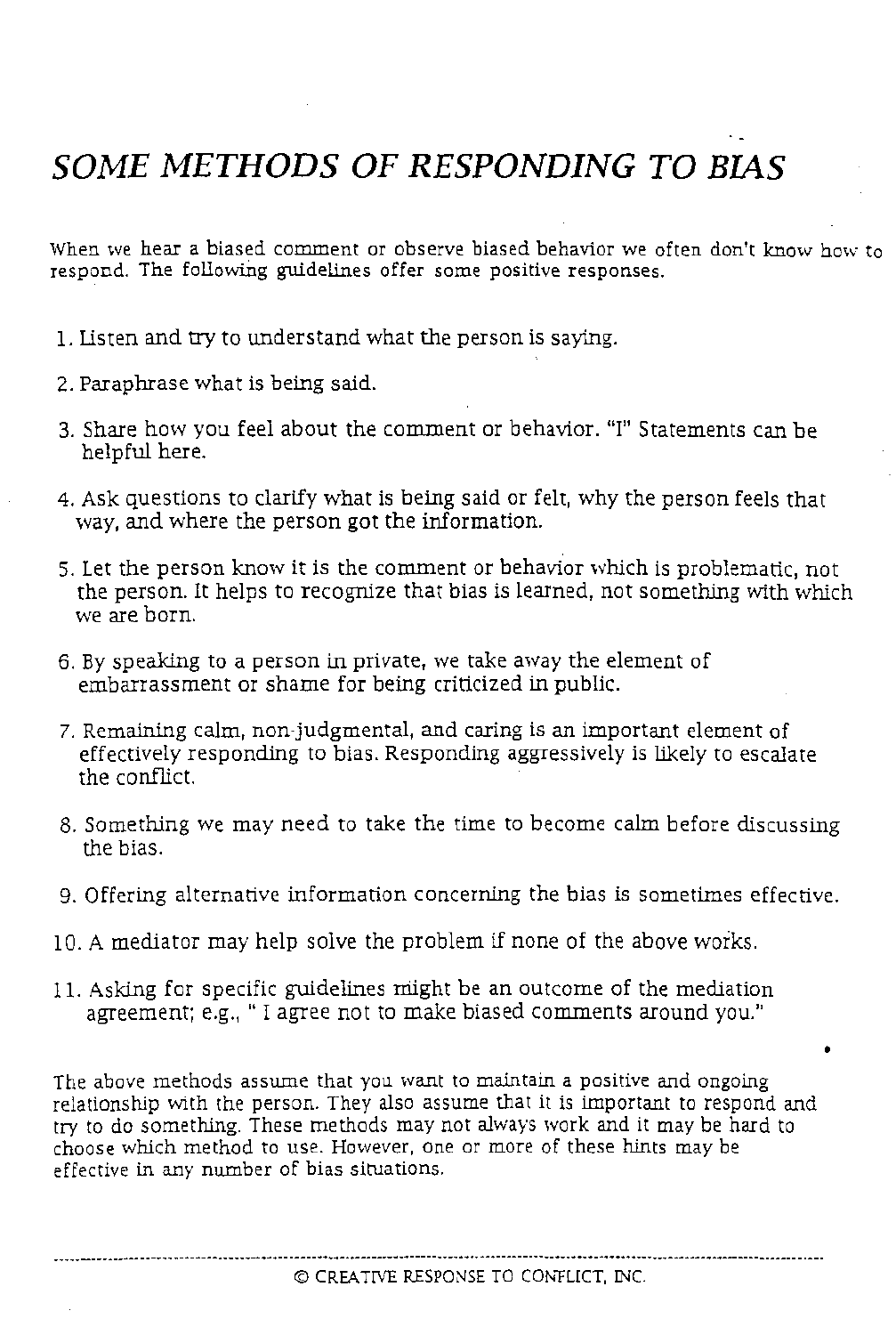# *SOME METHODS OF RESPONDING TO BIAS*

When we hear a biased comment or observe biased behavior we often don't know how to respond. The following guidelines offer some positive responses.

1. Listen and try to understand what the person is saying.

2. Paraphrase what is being said.

3. Share how you feel about the comment or behavior. "I" Statements can be helpful here.

4. Ask questions to clarify what is being said or felt, why the person feels that way, and where the person got the information.

5. Let the person know it is the comment or behavior which is problematic, not the person. It helps to recognize that bias is learned, not something with which we are born.

6. By speaking to a person in private, we take away the element of embarrassment or shame for being criticized in public.

7. Remaining calm, non-judgmental, and caring is an important element of effectively responding to bias. Responding aggressively is likely to escalate the conflict.

8. Something we may need to take the time to become calm before discussing the bias.

9. Offering alternative information concerning the bias is sometimes effective.

10. A mediator may help solve the problem if none of the above works.

11. Asking for specific guidelines might be an outcome of the mediation agreement; e.g., " I agree not to make biased comments around you."

The above methods assume that you want to maintain a positive and ongoing relationship with the person. They also assume that it is important to respond and try to do something. These methods may not always work and it may be hard to choose which method to use. However, one or more of these hints may be effective in any number of bias situations.

© CREATIVE RESPONSE TO CONFLICT, INC.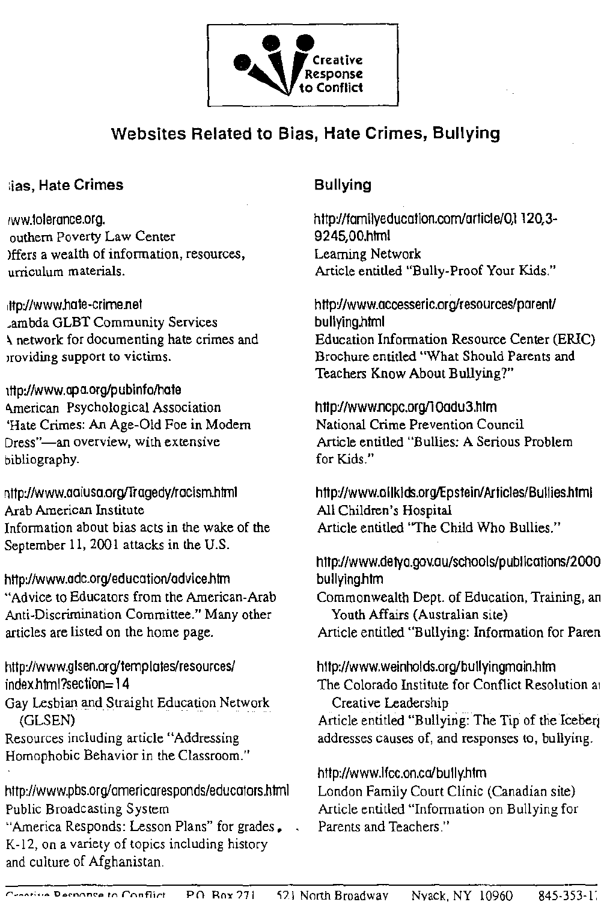Creative Response to Conflict

## Websites Related to Bias, Hate Crimes, Bullying

### ias, Hate Crimes

ww.tolerance.org.
outhern Poverty Law Center
)ffers a wealth of information, resources,
urriculum materials.

ttp://www.hate-crime.net
ambda GLBT Community Services
network for documenting hate crimes and
roviding support to victims.

ttp://www.apa.org/pubinfo/hate
American Psychological Association
'Hate Crimes: An Age-Old Foe in Modern
Dress"—an overview, with extensive
bibliography.

ttp://www.aaiusa.org/Tragedy/racism.html
Arab American Institute
Information about bias acts in the wake of the
September 11, 2001 attacks in the U.S.

http://www.adc.org/education/advice.htm
"Advice to Educators from the American-Arab
Anti-Discrimination Committee." Many other
articles are listed on the home page.

http://www.glsen.org/templates/resources/index.html?section=14
Gay Lesbian and Straight Education Network
(GLSEN)
Resources including article "Addressing
Homophobic Behavior in the Classroom."

http://www.pbs.org/americaresponds/educators.html
Public Broadcasting System
"America Responds: Lesson Plans" for grades
K-12, on a variety of topics including history
and culture of Afghanistan.

### Bullying

http://familyeducation.com/article/0,1120,3-9245,00.html
Learning Network
Article entitled "Bully-Proof Your Kids."

http://www.accesseric.org/resources/parent/bullying.html
Education Information Resource Center (ERIC)
Brochure entitled "What Should Parents and
Teachers Know About Bullying?"

http://www.ncpc.org/10adu3.htm
National Crime Prevention Council
Article entitled "Bullies: A Serious Problem
for Kids."

http://www.allkids.org/Epstein/Articles/Bullies.html
All Children's Hospital
Article entitled "The Child Who Bullies."

http://www.detya.gov.au/schools/publications/2000bullying.htm
Commonwealth Dept. of Education, Training, an
Youth Affairs (Australian site)
Article entitled "Bullying: Information for Paren

http://www.weinholds.org/bullyingmain.htm
The Colorado Institute for Conflict Resolution a
Creative Leadership
Article entitled "Bullying: The Tip of the Iceber
addresses causes of, and responses to, bullying.

http://www.lfcc.on.ca/bully.htm
London Family Court Clinic (Canadian site)
Article entitled "Information on Bullying for
Parents and Teachers."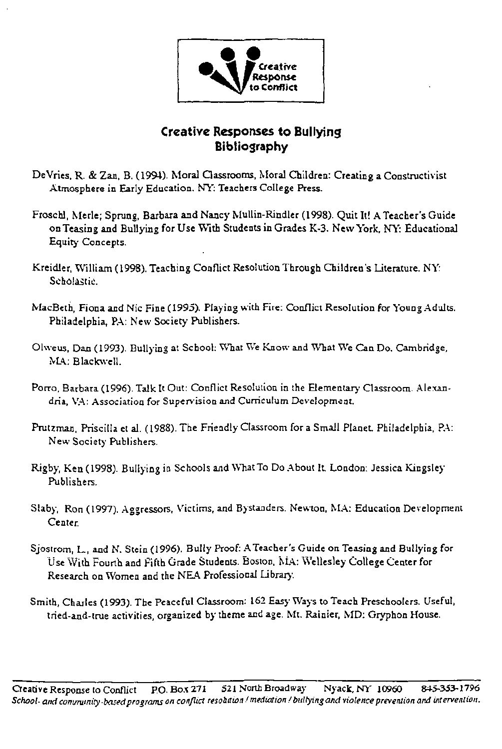Creative Response to Conflict

## Creative Responses to Bullying
## Bibliography

DeVries, R. & Zan, B. (1994). Moral Classrooms, Moral Children: Creating a Constructivist Atmosphere in Early Education. NY: Teachers College Press.

Froschl, Merle; Sprung, Barbara and Nancy Mullin-Rindler (1998). Quit It! A Teacher's Guide on Teasing and Bullying for Use With Students in Grades K-3. New York, NY: Educational Equity Concepts.

Kreidler, William (1998). Teaching Conflict Resolution Through Children's Literature. NY: Scholastic.

MacBeth, Fiona and Nic Fine (1995). Playing with Fire: Conflict Resolution for Young Adults. Philadelphia, PA: New Society Publishers.

Olweus, Dan (1993). Bullying at School: What We Know and What We Can Do. Cambridge, MA: Blackwell.

Porro, Barbara (1996). Talk It Out: Conflict Resolution in the Elementary Classroom. Alexandria, VA: Association for Supervision and Curriculum Development.

Prutzman, Priscilla et al. (1988). The Friendly Classroom for a Small Planet. Philadelphia, PA: New Society Publishers.

Rigby, Ken (1998). Bullying in Schools and What To Do About It. London: Jessica Kingsley Publishers.

Slaby, Ron (1997). Aggressors, Victims, and Bystanders. Newton, MA: Education Development Center.

Sjostrom, L., and N. Stein (1996). Bully Proof: A Teacher's Guide on Teasing and Bullying for Use With Fourth and Fifth Grade Students. Boston, MA: Wellesley College Center for Research on Women and the NEA Professional Library.

Smith, Charles (1993). The Peaceful Classroom: 162 Easy Ways to Teach Preschoolers. Useful, tried-and-true activities, organized by theme and age. Mt. Rainier, MD: Gryphon House.

Creative Response to Conflict P.O. Box 271 521 North Broadway Nyack, NY 10960 845-353-1796
*School- and community-based programs on conflict resolution / mediation / bullying and violence prevention and intervention.*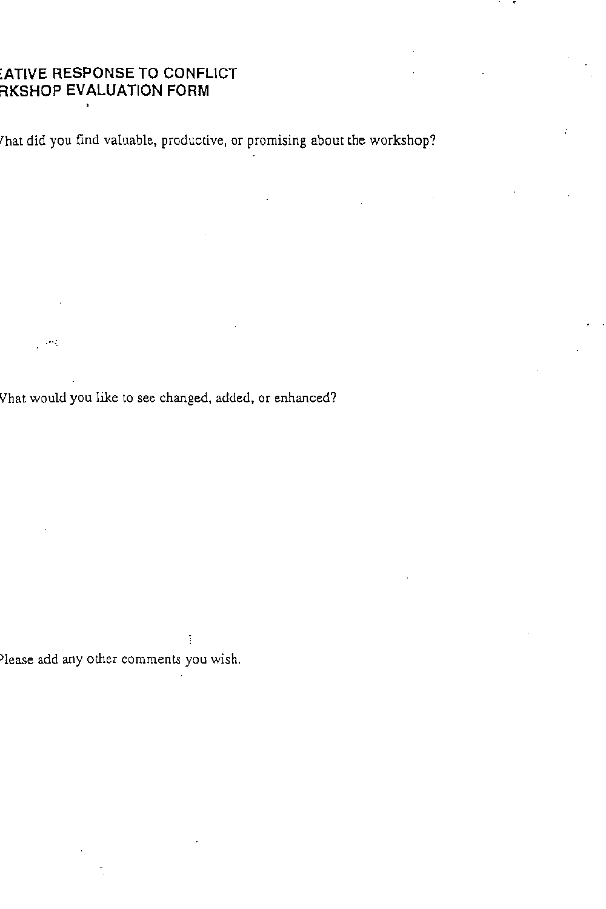# :ATIVE RESPONSE TO CONFLICT
# RKSHOP EVALUATION FORM

/hat did you find valuable, productive, or promising about the workshop?

/hat would you like to see changed, added, or enhanced?

Please add any other comments you wish.